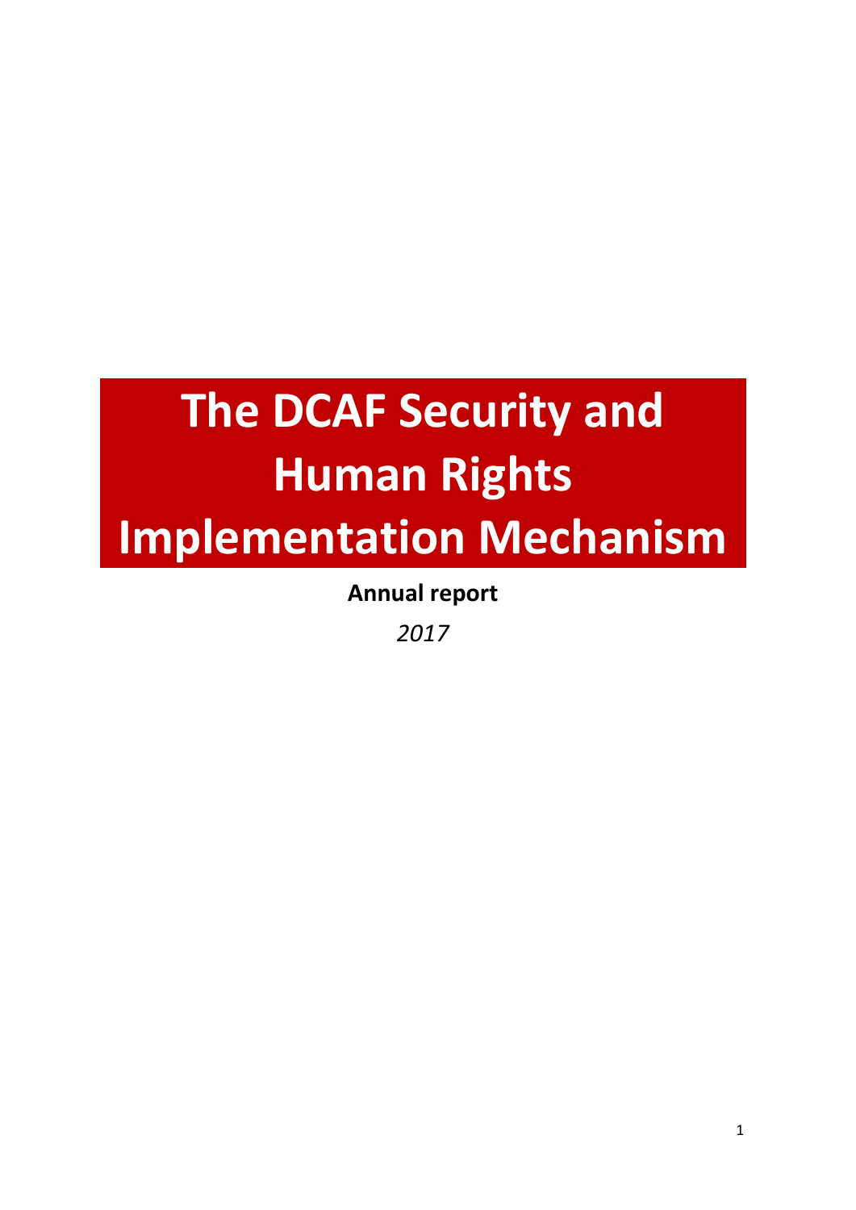# The DCAF Security and Human Rights Implementation Mechanism

**Annual report**

*2017*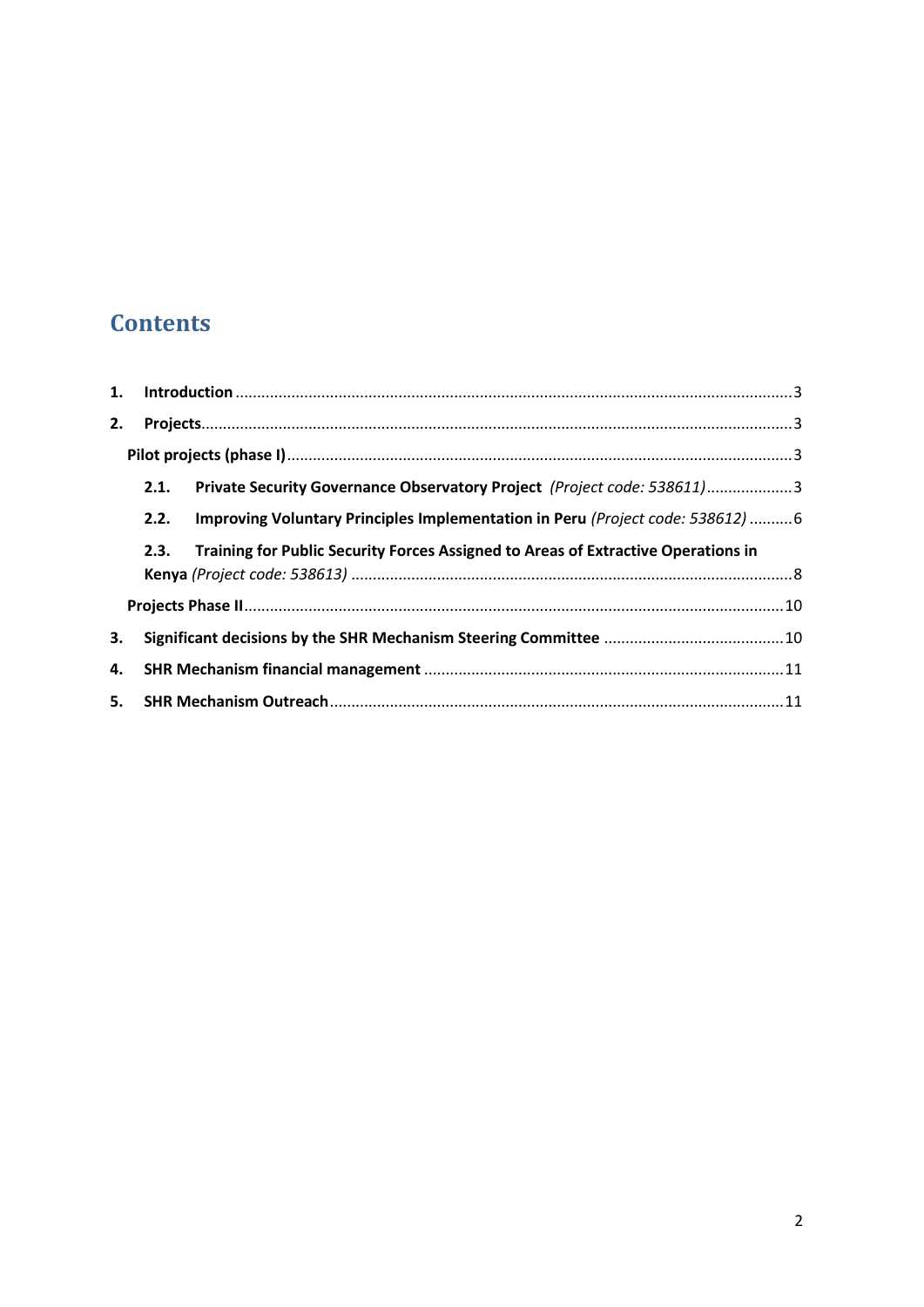# Contents

1. **Introduction** .......... 3
2. **Projects** .......... 3

   **Pilot projects (phase I)** .......... 3

   **2.1. Private Security Governance Observatory Project** *(Project code: 538611)* .......... 3

   **2.2. Improving Voluntary Principles Implementation in Peru** *(Project code: 538612)* .......... 6

   **2.3. Training for Public Security Forces Assigned to Areas of Extractive Operations in Kenya** *(Project code: 538613)* .......... 8

   **Projects Phase II** .......... 10

3. **Significant decisions by the SHR Mechanism Steering Committee** .......... 10
4. **SHR Mechanism financial management** .......... 11
5. **SHR Mechanism Outreach** .......... 11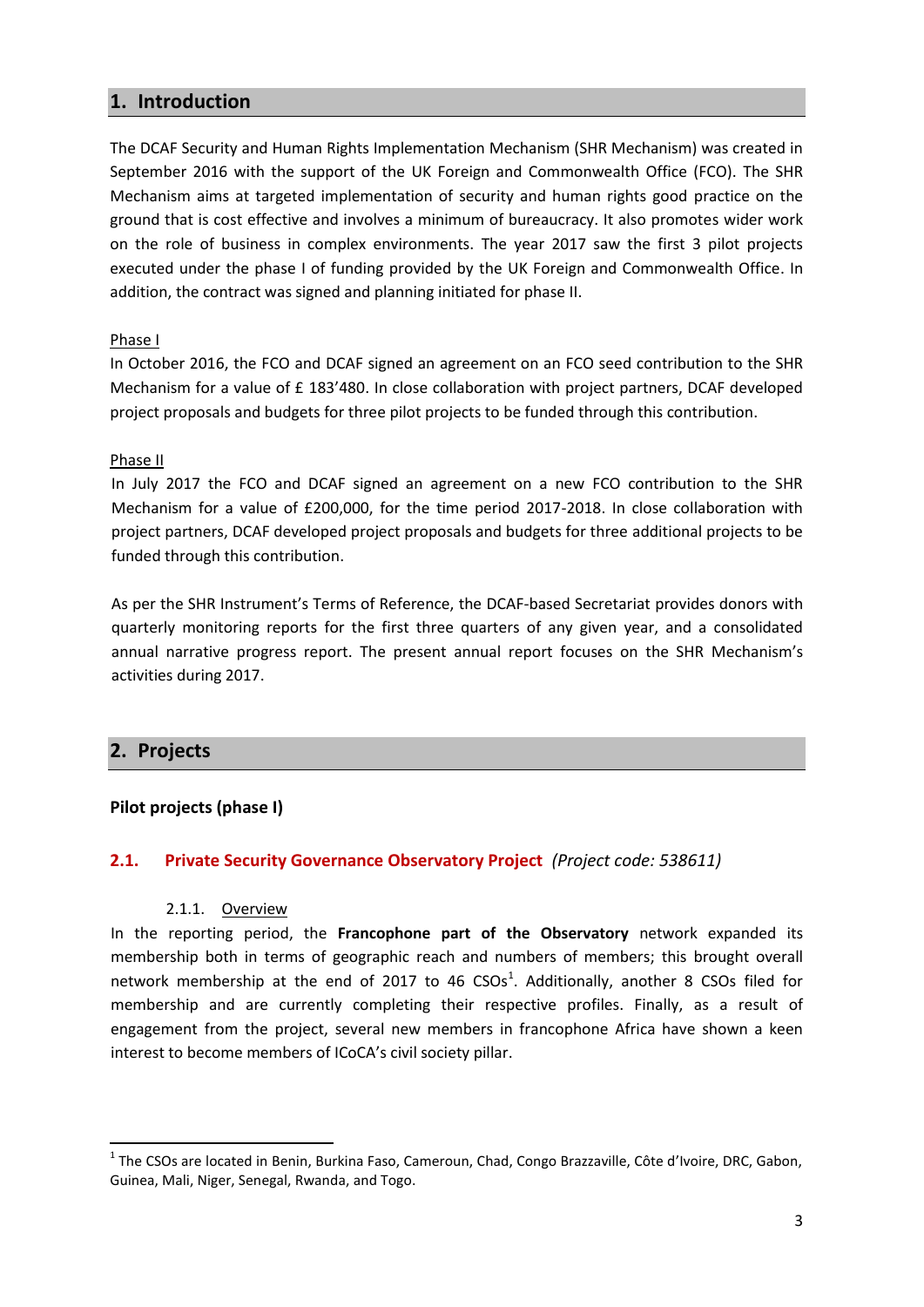## 1. Introduction

The DCAF Security and Human Rights Implementation Mechanism (SHR Mechanism) was created in September 2016 with the support of the UK Foreign and Commonwealth Office (FCO). The SHR Mechanism aims at targeted implementation of security and human rights good practice on the ground that is cost effective and involves a minimum of bureaucracy. It also promotes wider work on the role of business in complex environments. The year 2017 saw the first 3 pilot projects executed under the phase I of funding provided by the UK Foreign and Commonwealth Office. In addition, the contract was signed and planning initiated for phase II.

Phase I

In October 2016, the FCO and DCAF signed an agreement on an FCO seed contribution to the SHR Mechanism for a value of £ 183'480. In close collaboration with project partners, DCAF developed project proposals and budgets for three pilot projects to be funded through this contribution.

Phase II

In July 2017 the FCO and DCAF signed an agreement on a new FCO contribution to the SHR Mechanism for a value of £200,000, for the time period 2017-2018. In close collaboration with project partners, DCAF developed project proposals and budgets for three additional projects to be funded through this contribution.

As per the SHR Instrument's Terms of Reference, the DCAF-based Secretariat provides donors with quarterly monitoring reports for the first three quarters of any given year, and a consolidated annual narrative progress report. The present annual report focuses on the SHR Mechanism's activities during 2017.

## 2. Projects

**Pilot projects (phase I)**

### 2.1. Private Security Governance Observatory Project *(Project code: 538611)*

#### 2.1.1. Overview

In the reporting period, the **Francophone part of the Observatory** network expanded its membership both in terms of geographic reach and numbers of members; this brought overall network membership at the end of 2017 to 46 CSOs[1]. Additionally, another 8 CSOs filed for membership and are currently completing their respective profiles. Finally, as a result of engagement from the project, several new members in francophone Africa have shown a keen interest to become members of ICoCA's civil society pillar.

[1] The CSOs are located in Benin, Burkina Faso, Cameroun, Chad, Congo Brazzaville, Côte d'Ivoire, DRC, Gabon, Guinea, Mali, Niger, Senegal, Rwanda, and Togo.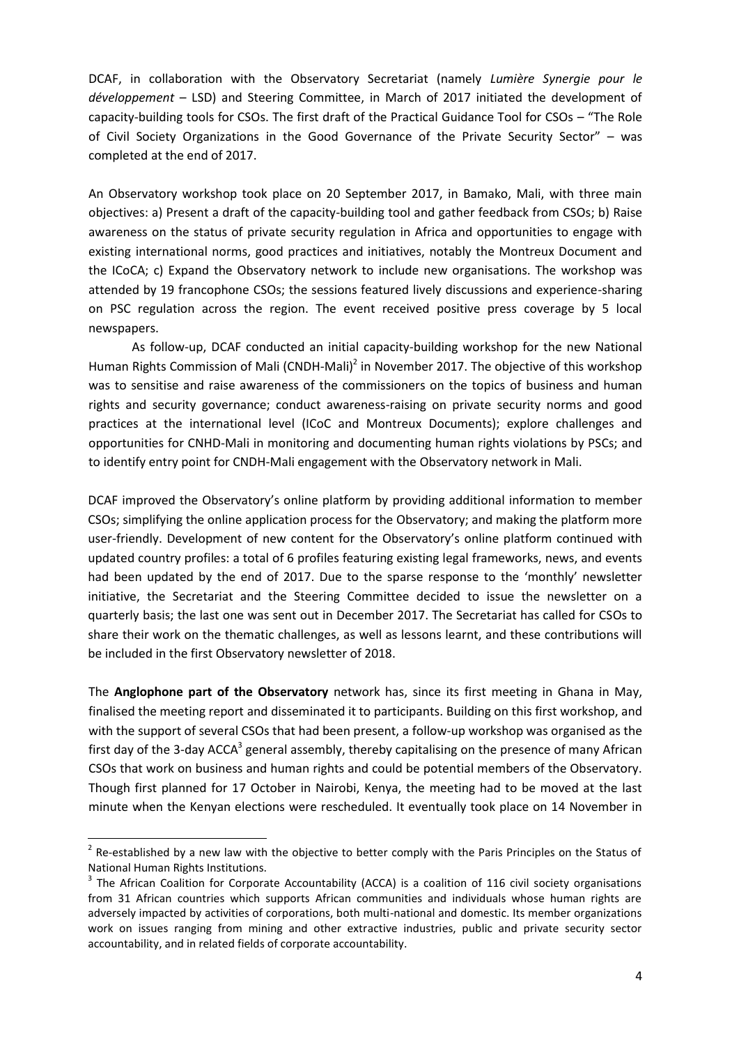DCAF, in collaboration with the Observatory Secretariat (namely *Lumière Synergie pour le développement* – LSD) and Steering Committee, in March of 2017 initiated the development of capacity-building tools for CSOs. The first draft of the Practical Guidance Tool for CSOs – "The Role of Civil Society Organizations in the Good Governance of the Private Security Sector" – was completed at the end of 2017.

An Observatory workshop took place on 20 September 2017, in Bamako, Mali, with three main objectives: a) Present a draft of the capacity-building tool and gather feedback from CSOs; b) Raise awareness on the status of private security regulation in Africa and opportunities to engage with existing international norms, good practices and initiatives, notably the Montreux Document and the ICoCA; c) Expand the Observatory network to include new organisations. The workshop was attended by 19 francophone CSOs; the sessions featured lively discussions and experience-sharing on PSC regulation across the region. The event received positive press coverage by 5 local newspapers.

As follow-up, DCAF conducted an initial capacity-building workshop for the new National Human Rights Commission of Mali (CNDH-Mali)[2] in November 2017. The objective of this workshop was to sensitise and raise awareness of the commissioners on the topics of business and human rights and security governance; conduct awareness-raising on private security norms and good practices at the international level (ICoC and Montreux Documents); explore challenges and opportunities for CNHD-Mali in monitoring and documenting human rights violations by PSCs; and to identify entry point for CNDH-Mali engagement with the Observatory network in Mali.

DCAF improved the Observatory's online platform by providing additional information to member CSOs; simplifying the online application process for the Observatory; and making the platform more user-friendly. Development of new content for the Observatory's online platform continued with updated country profiles: a total of 6 profiles featuring existing legal frameworks, news, and events had been updated by the end of 2017. Due to the sparse response to the 'monthly' newsletter initiative, the Secretariat and the Steering Committee decided to issue the newsletter on a quarterly basis; the last one was sent out in December 2017. The Secretariat has called for CSOs to share their work on the thematic challenges, as well as lessons learnt, and these contributions will be included in the first Observatory newsletter of 2018.

The **Anglophone part of the Observatory** network has, since its first meeting in Ghana in May, finalised the meeting report and disseminated it to participants. Building on this first workshop, and with the support of several CSOs that had been present, a follow-up workshop was organised as the first day of the 3-day ACCA[3] general assembly, thereby capitalising on the presence of many African CSOs that work on business and human rights and could be potential members of the Observatory. Though first planned for 17 October in Nairobi, Kenya, the meeting had to be moved at the last minute when the Kenyan elections were rescheduled. It eventually took place on 14 November in

---

[2] Re-established by a new law with the objective to better comply with the Paris Principles on the Status of National Human Rights Institutions.

[3] The African Coalition for Corporate Accountability (ACCA) is a coalition of 116 civil society organisations from 31 African countries which supports African communities and individuals whose human rights are adversely impacted by activities of corporations, both multi-national and domestic. Its member organizations work on issues ranging from mining and other extractive industries, public and private security sector accountability, and in related fields of corporate accountability.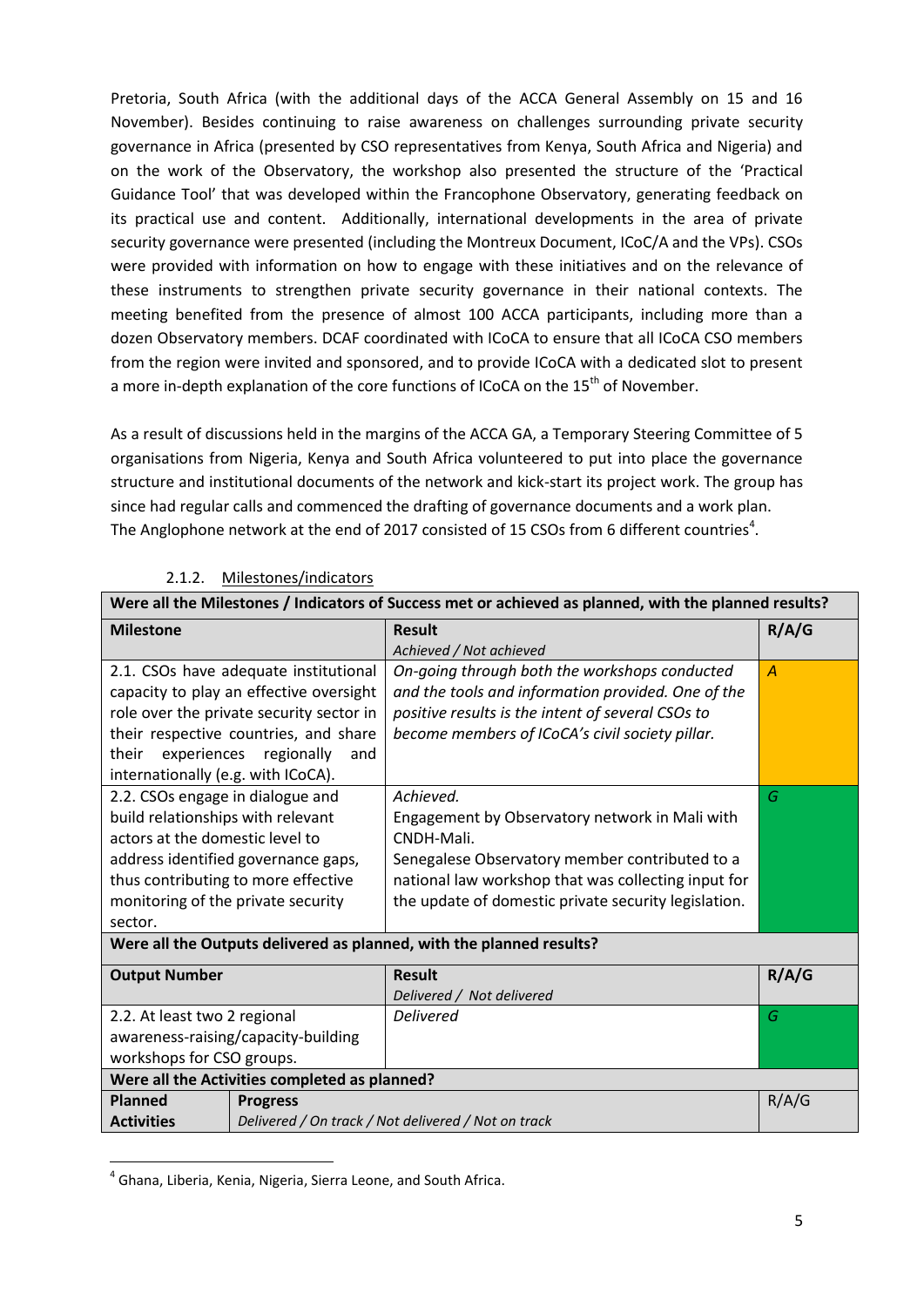Pretoria, South Africa (with the additional days of the ACCA General Assembly on 15 and 16 November). Besides continuing to raise awareness on challenges surrounding private security governance in Africa (presented by CSO representatives from Kenya, South Africa and Nigeria) and on the work of the Observatory, the workshop also presented the structure of the 'Practical Guidance Tool' that was developed within the Francophone Observatory, generating feedback on its practical use and content. Additionally, international developments in the area of private security governance were presented (including the Montreux Document, ICoC/A and the VPs). CSOs were provided with information on how to engage with these initiatives and on the relevance of these instruments to strengthen private security governance in their national contexts. The meeting benefited from the presence of almost 100 ACCA participants, including more than a dozen Observatory members. DCAF coordinated with ICoCA to ensure that all ICoCA CSO members from the region were invited and sponsored, and to provide ICoCA with a dedicated slot to present a more in-depth explanation of the core functions of ICoCA on the 15th of November.

As a result of discussions held in the margins of the ACCA GA, a Temporary Steering Committee of 5 organisations from Nigeria, Kenya and South Africa volunteered to put into place the governance structure and institutional documents of the network and kick-start its project work. The group has since had regular calls and commenced the drafting of governance documents and a work plan. The Anglophone network at the end of 2017 consisted of 15 CSOs from 6 different countries[4].

### 2.1.2. Milestones/indicators

| **Were all the Milestones / Indicators of Success met or achieved as planned, with the planned results?** | | |
|---|---|---|
| **Milestone** | **Result**<br>*Achieved / Not achieved* | **R/A/G** |
| 2.1. CSOs have adequate institutional capacity to play an effective oversight role over the private security sector in their respective countries, and share their experiences regionally and internationally (e.g. with ICoCA). | *On-going through both the workshops conducted and the tools and information provided. One of the positive results is the intent of several CSOs to become members of ICoCA's civil society pillar.* | *A* |
| 2.2. CSOs engage in dialogue and build relationships with relevant actors at the domestic level to address identified governance gaps, thus contributing to more effective monitoring of the private security sector. | *Achieved.*<br>Engagement by Observatory network in Mali with CNDH-Mali.<br>Senegalese Observatory member contributed to a national law workshop that was collecting input for the update of domestic private security legislation. | *G* |
| **Were all the Outputs delivered as planned, with the planned results?** | | |
| **Output Number** | **Result**<br>*Delivered / Not delivered* | **R/A/G** |
| 2.2. At least two 2 regional awareness-raising/capacity-building workshops for CSO groups. | *Delivered* | *G* |
| **Were all the Activities completed as planned?** | | |
| **Planned Activities** | **Progress**<br>*Delivered / On track / Not delivered / Not on track* | R/A/G |

[4] Ghana, Liberia, Kenia, Nigeria, Sierra Leone, and South Africa.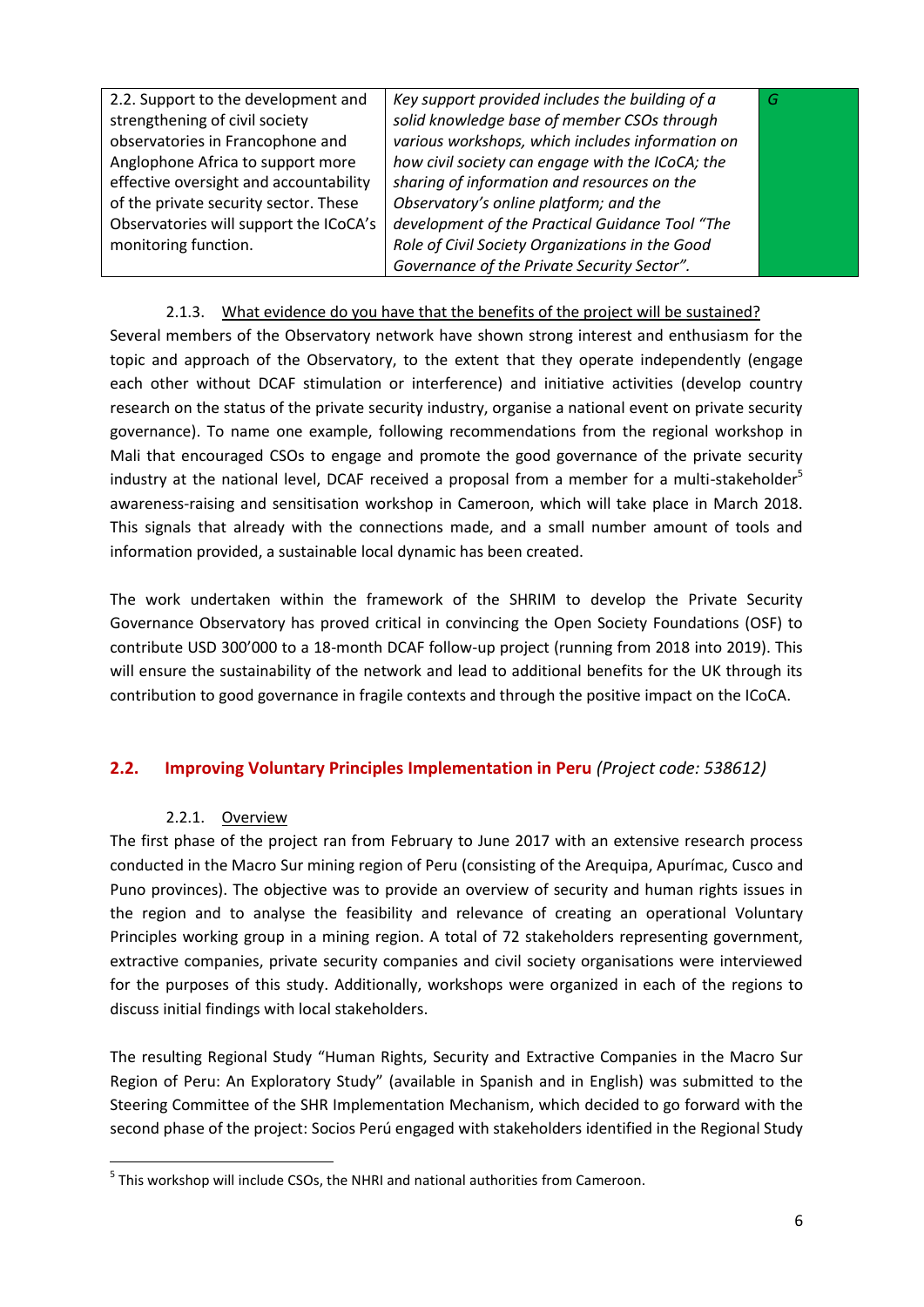| 2.2. Support to the development and strengthening of civil society observatories in Francophone and Anglophone Africa to support more effective oversight and accountability of the private security sector. These Observatories will support the ICoCA's monitoring function. | *Key support provided includes the building of a solid knowledge base of member CSOs through various workshops, which includes information on how civil society can engage with the ICoCA; the sharing of information and resources on the Observatory's online platform; and the development of the Practical Guidance Tool "The Role of Civil Society Organizations in the Good Governance of the Private Security Sector".* | *G* |
|---|---|---|

#### 2.1.3. What evidence do you have that the benefits of the project will be sustained?

Several members of the Observatory network have shown strong interest and enthusiasm for the topic and approach of the Observatory, to the extent that they operate independently (engage each other without DCAF stimulation or interference) and initiative activities (develop country research on the status of the private security industry, organise a national event on private security governance). To name one example, following recommendations from the regional workshop in Mali that encouraged CSOs to engage and promote the good governance of the private security industry at the national level, DCAF received a proposal from a member for a multi-stakeholder[5] awareness-raising and sensitisation workshop in Cameroon, which will take place in March 2018. This signals that already with the connections made, and a small number amount of tools and information provided, a sustainable local dynamic has been created.

The work undertaken within the framework of the SHRIM to develop the Private Security Governance Observatory has proved critical in convincing the Open Society Foundations (OSF) to contribute USD 300'000 to a 18-month DCAF follow-up project (running from 2018 into 2019). This will ensure the sustainability of the network and lead to additional benefits for the UK through its contribution to good governance in fragile contexts and through the positive impact on the ICoCA.

## 2.2. Improving Voluntary Principles Implementation in Peru *(Project code: 538612)*

#### 2.2.1. Overview

The first phase of the project ran from February to June 2017 with an extensive research process conducted in the Macro Sur mining region of Peru (consisting of the Arequipa, Apurímac, Cusco and Puno provinces). The objective was to provide an overview of security and human rights issues in the region and to analyse the feasibility and relevance of creating an operational Voluntary Principles working group in a mining region. A total of 72 stakeholders representing government, extractive companies, private security companies and civil society organisations were interviewed for the purposes of this study. Additionally, workshops were organized in each of the regions to discuss initial findings with local stakeholders.

The resulting Regional Study "Human Rights, Security and Extractive Companies in the Macro Sur Region of Peru: An Exploratory Study" (available in Spanish and in English) was submitted to the Steering Committee of the SHR Implementation Mechanism, which decided to go forward with the second phase of the project: Socios Perú engaged with stakeholders identified in the Regional Study

---

[5] This workshop will include CSOs, the NHRI and national authorities from Cameroon.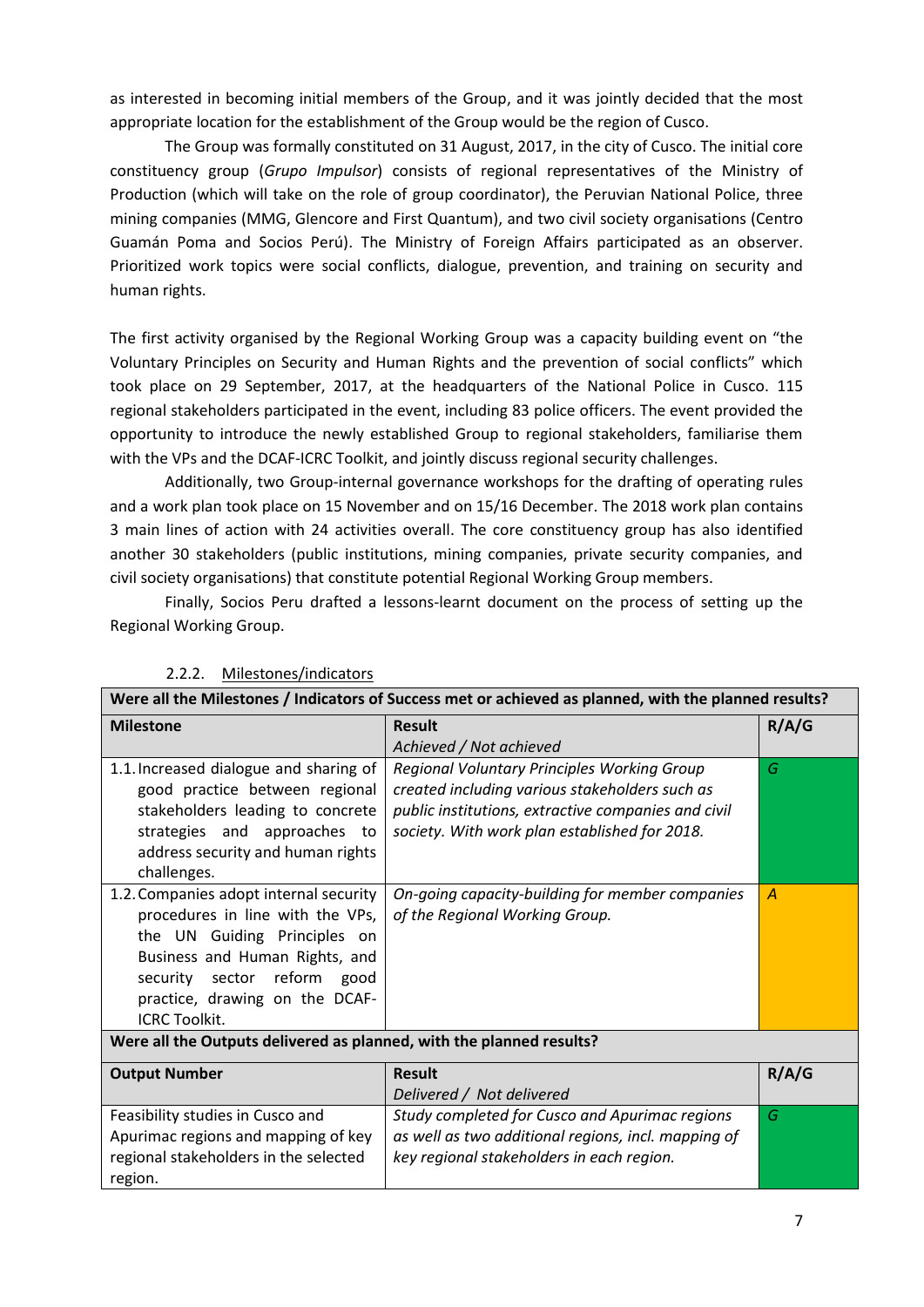as interested in becoming initial members of the Group, and it was jointly decided that the most appropriate location for the establishment of the Group would be the region of Cusco.

The Group was formally constituted on 31 August, 2017, in the city of Cusco. The initial core constituency group (*Grupo Impulsor*) consists of regional representatives of the Ministry of Production (which will take on the role of group coordinator), the Peruvian National Police, three mining companies (MMG, Glencore and First Quantum), and two civil society organisations (Centro Guamán Poma and Socios Perú). The Ministry of Foreign Affairs participated as an observer. Prioritized work topics were social conflicts, dialogue, prevention, and training on security and human rights.

The first activity organised by the Regional Working Group was a capacity building event on "the Voluntary Principles on Security and Human Rights and the prevention of social conflicts" which took place on 29 September, 2017, at the headquarters of the National Police in Cusco. 115 regional stakeholders participated in the event, including 83 police officers. The event provided the opportunity to introduce the newly established Group to regional stakeholders, familiarise them with the VPs and the DCAF-ICRC Toolkit, and jointly discuss regional security challenges.

Additionally, two Group-internal governance workshops for the drafting of operating rules and a work plan took place on 15 November and on 15/16 December. The 2018 work plan contains 3 main lines of action with 24 activities overall. The core constituency group has also identified another 30 stakeholders (public institutions, mining companies, private security companies, and civil society organisations) that constitute potential Regional Working Group members.

Finally, Socios Peru drafted a lessons-learnt document on the process of setting up the Regional Working Group.

### 2.2.2. Milestones/indicators

| Were all the Milestones / Indicators of Success met or achieved as planned, with the planned results? | | |
|---|---|---|
| **Milestone** | **Result**<br>*Achieved / Not achieved* | **R/A/G** |
| 1.1. Increased dialogue and sharing of good practice between regional stakeholders leading to concrete strategies and approaches to address security and human rights challenges. | *Regional Voluntary Principles Working Group created including various stakeholders such as public institutions, extractive companies and civil society. With work plan established for 2018.* | *G* |
| 1.2. Companies adopt internal security procedures in line with the VPs, the UN Guiding Principles on Business and Human Rights, and security sector reform good practice, drawing on the DCAF-ICRC Toolkit. | *On-going capacity-building for member companies of the Regional Working Group.* | *A* |
| **Were all the Outputs delivered as planned, with the planned results?** | | |
| **Output Number** | **Result**<br>*Delivered / Not delivered* | **R/A/G** |
| Feasibility studies in Cusco and Apurimac regions and mapping of key regional stakeholders in the selected region. | *Study completed for Cusco and Apurimac regions as well as two additional regions, incl. mapping of key regional stakeholders in each region.* | *G* |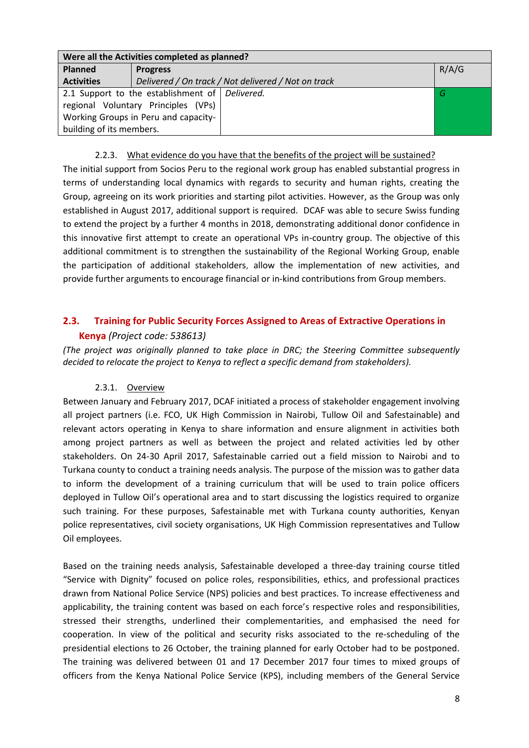| Were all the Activities completed as planned? | | |
|---|---|---|
| **Planned Activities** | **Progress** *Delivered / On track / Not delivered / Not on track* | R/A/G |
| 2.1 Support to the establishment of regional Voluntary Principles (VPs) Working Groups in Peru and capacity-building of its members. | *Delivered.* | *G* |

#### 2.2.3. What evidence do you have that the benefits of the project will be sustained?

The initial support from Socios Peru to the regional work group has enabled substantial progress in terms of understanding local dynamics with regards to security and human rights, creating the Group, agreeing on its work priorities and starting pilot activities. However, as the Group was only established in August 2017, additional support is required. DCAF was able to secure Swiss funding to extend the project by a further 4 months in 2018, demonstrating additional donor confidence in this innovative first attempt to create an operational VPs in-country group. The objective of this additional commitment is to strengthen the sustainability of the Regional Working Group, enable the participation of additional stakeholders, allow the implementation of new activities, and provide further arguments to encourage financial or in-kind contributions from Group members.

## 2.3. Training for Public Security Forces Assigned to Areas of Extractive Operations in Kenya *(Project code: 538613)*

*(The project was originally planned to take place in DRC; the Steering Committee subsequently decided to relocate the project to Kenya to reflect a specific demand from stakeholders).*

#### 2.3.1. Overview

Between January and February 2017, DCAF initiated a process of stakeholder engagement involving all project partners (i.e. FCO, UK High Commission in Nairobi, Tullow Oil and Safestainable) and relevant actors operating in Kenya to share information and ensure alignment in activities both among project partners as well as between the project and related activities led by other stakeholders. On 24-30 April 2017, Safestainable carried out a field mission to Nairobi and to Turkana county to conduct a training needs analysis. The purpose of the mission was to gather data to inform the development of a training curriculum that will be used to train police officers deployed in Tullow Oil's operational area and to start discussing the logistics required to organize such training. For these purposes, Safestainable met with Turkana county authorities, Kenyan police representatives, civil society organisations, UK High Commission representatives and Tullow Oil employees.

Based on the training needs analysis, Safestainable developed a three-day training course titled "Service with Dignity" focused on police roles, responsibilities, ethics, and professional practices drawn from National Police Service (NPS) policies and best practices. To increase effectiveness and applicability, the training content was based on each force's respective roles and responsibilities, stressed their strengths, underlined their complementarities, and emphasised the need for cooperation. In view of the political and security risks associated to the re-scheduling of the presidential elections to 26 October, the training planned for early October had to be postponed. The training was delivered between 01 and 17 December 2017 four times to mixed groups of officers from the Kenya National Police Service (KPS), including members of the General Service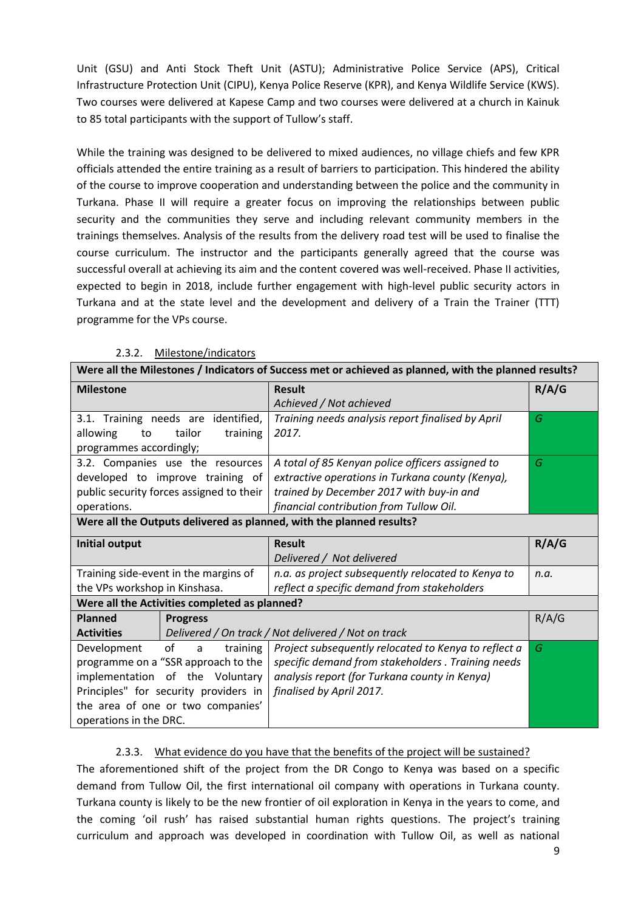Unit (GSU) and Anti Stock Theft Unit (ASTU); Administrative Police Service (APS), Critical Infrastructure Protection Unit (CIPU), Kenya Police Reserve (KPR), and Kenya Wildlife Service (KWS). Two courses were delivered at Kapese Camp and two courses were delivered at a church in Kainuk to 85 total participants with the support of Tullow's staff.

While the training was designed to be delivered to mixed audiences, no village chiefs and few KPR officials attended the entire training as a result of barriers to participation. This hindered the ability of the course to improve cooperation and understanding between the police and the community in Turkana. Phase II will require a greater focus on improving the relationships between public security and the communities they serve and including relevant community members in the trainings themselves. Analysis of the results from the delivery road test will be used to finalise the course curriculum. The instructor and the participants generally agreed that the course was successful overall at achieving its aim and the content covered was well-received. Phase II activities, expected to begin in 2018, include further engagement with high-level public security actors in Turkana and at the state level and the development and delivery of a Train the Trainer (TTT) programme for the VPs course.

#### 2.3.2. Milestone/indicators

| **Were all the Milestones / Indicators of Success met or achieved as planned, with the planned results?** | | |
|---|---|---|
| **Milestone** | **Result**<br>*Achieved / Not achieved* | **R/A/G** |
| 3.1. Training needs are identified, allowing to tailor training programmes accordingly; | *Training needs analysis report finalised by April 2017.* | *G* |
| 3.2. Companies use the resources developed to improve training of public security forces assigned to their operations. | *A total of 85 Kenyan police officers assigned to extractive operations in Turkana county (Kenya), trained by December 2017 with buy-in and financial contribution from Tullow Oil.* | *G* |
| **Were all the Outputs delivered as planned, with the planned results?** | | |
| **Initial output** | **Result**<br>*Delivered / Not delivered* | **R/A/G** |
| Training side-event in the margins of the VPs workshop in Kinshasa. | *n.a. as project subsequently relocated to Kenya to reflect a specific demand from stakeholders* | *n.a.* |
| **Were all the Activities completed as planned?** | | |
| **Planned Activities** | **Progress**<br>*Delivered / On track / Not delivered / Not on track* | R/A/G |
| Development of a training programme on a "SSR approach to the implementation of the Voluntary Principles" for security providers in the area of one or two companies' operations in the DRC. | *Project subsequently relocated to Kenya to reflect a specific demand from stakeholders . Training needs analysis report (for Turkana county in Kenya) finalised by April 2017.* | *G* |

#### 2.3.3. What evidence do you have that the benefits of the project will be sustained?

The aforementioned shift of the project from the DR Congo to Kenya was based on a specific demand from Tullow Oil, the first international oil company with operations in Turkana county. Turkana county is likely to be the new frontier of oil exploration in Kenya in the years to come, and the coming 'oil rush' has raised substantial human rights questions. The project's training curriculum and approach was developed in coordination with Tullow Oil, as well as national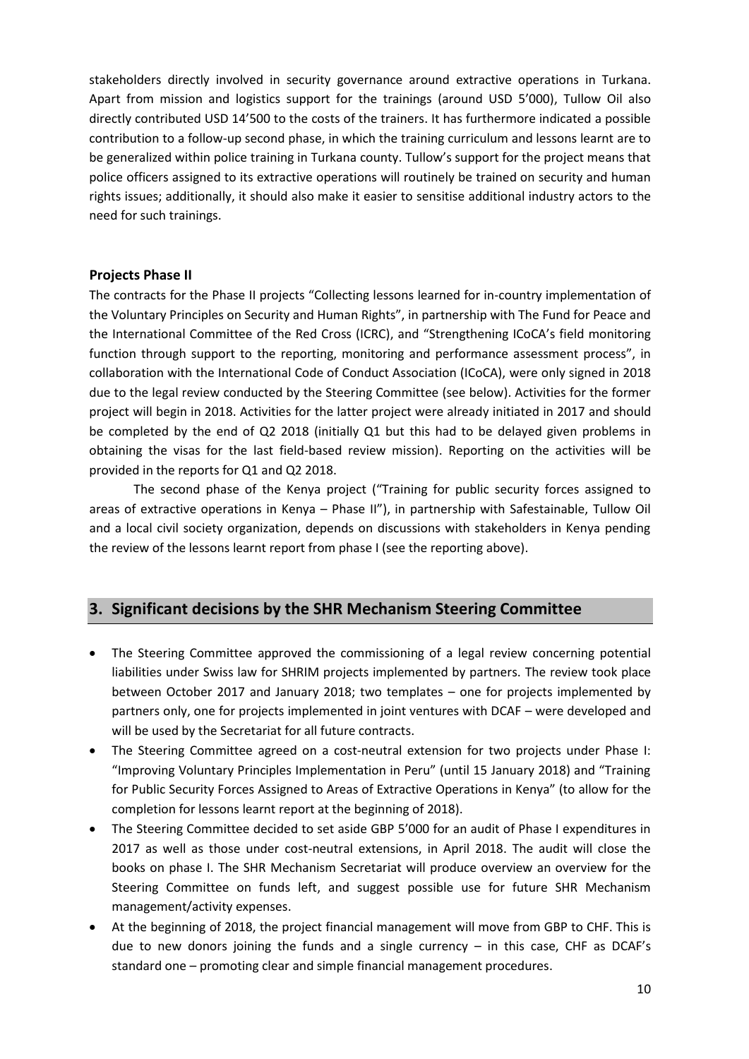stakeholders directly involved in security governance around extractive operations in Turkana. Apart from mission and logistics support for the trainings (around USD 5'000), Tullow Oil also directly contributed USD 14'500 to the costs of the trainers. It has furthermore indicated a possible contribution to a follow-up second phase, in which the training curriculum and lessons learnt are to be generalized within police training in Turkana county. Tullow's support for the project means that police officers assigned to its extractive operations will routinely be trained on security and human rights issues; additionally, it should also make it easier to sensitise additional industry actors to the need for such trainings.

**Projects Phase II**

The contracts for the Phase II projects "Collecting lessons learned for in-country implementation of the Voluntary Principles on Security and Human Rights", in partnership with The Fund for Peace and the International Committee of the Red Cross (ICRC), and "Strengthening ICoCA's field monitoring function through support to the reporting, monitoring and performance assessment process", in collaboration with the International Code of Conduct Association (ICoCA), were only signed in 2018 due to the legal review conducted by the Steering Committee (see below). Activities for the former project will begin in 2018. Activities for the latter project were already initiated in 2017 and should be completed by the end of Q2 2018 (initially Q1 but this had to be delayed given problems in obtaining the visas for the last field-based review mission). Reporting on the activities will be provided in the reports for Q1 and Q2 2018.

The second phase of the Kenya project ("Training for public security forces assigned to areas of extractive operations in Kenya – Phase II"), in partnership with Safestainable, Tullow Oil and a local civil society organization, depends on discussions with stakeholders in Kenya pending the review of the lessons learnt report from phase I (see the reporting above).

## 3. Significant decisions by the SHR Mechanism Steering Committee

- The Steering Committee approved the commissioning of a legal review concerning potential liabilities under Swiss law for SHRIM projects implemented by partners. The review took place between October 2017 and January 2018; two templates – one for projects implemented by partners only, one for projects implemented in joint ventures with DCAF – were developed and will be used by the Secretariat for all future contracts.
- The Steering Committee agreed on a cost-neutral extension for two projects under Phase I: "Improving Voluntary Principles Implementation in Peru" (until 15 January 2018) and "Training for Public Security Forces Assigned to Areas of Extractive Operations in Kenya" (to allow for the completion for lessons learnt report at the beginning of 2018).
- The Steering Committee decided to set aside GBP 5'000 for an audit of Phase I expenditures in 2017 as well as those under cost-neutral extensions, in April 2018. The audit will close the books on phase I. The SHR Mechanism Secretariat will produce overview an overview for the Steering Committee on funds left, and suggest possible use for future SHR Mechanism management/activity expenses.
- At the beginning of 2018, the project financial management will move from GBP to CHF. This is due to new donors joining the funds and a single currency – in this case, CHF as DCAF's standard one – promoting clear and simple financial management procedures.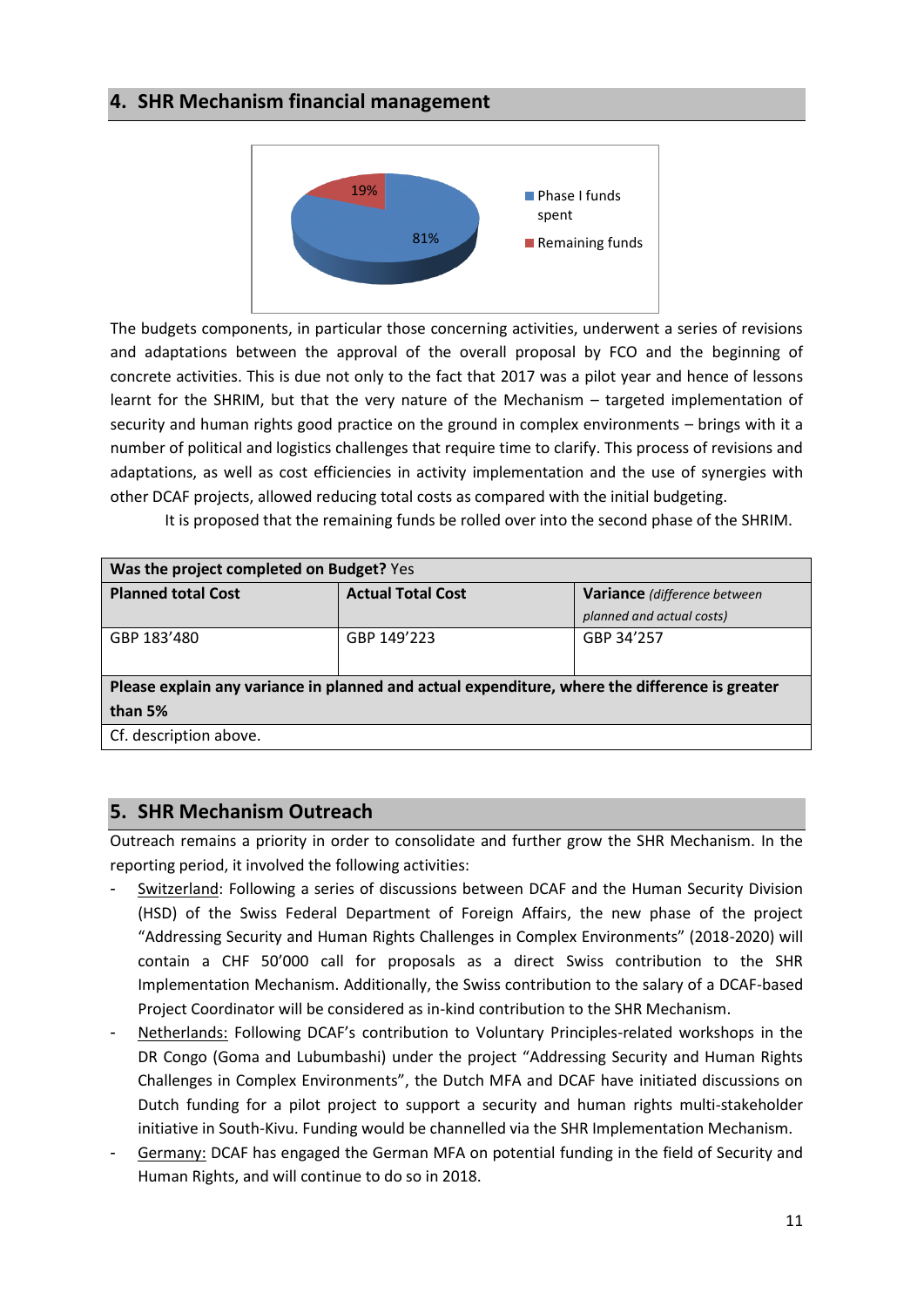## 4. SHR Mechanism financial management

19%
81%
Phase I funds spent
Remaining funds

The budgets components, in particular those concerning activities, underwent a series of revisions and adaptations between the approval of the overall proposal by FCO and the beginning of concrete activities. This is due not only to the fact that 2017 was a pilot year and hence of lessons learnt for the SHRIM, but that the very nature of the Mechanism – targeted implementation of security and human rights good practice on the ground in complex environments – brings with it a number of political and logistics challenges that require time to clarify. This process of revisions and adaptations, as well as cost efficiencies in activity implementation and the use of synergies with other DCAF projects, allowed reducing total costs as compared with the initial budgeting.

It is proposed that the remaining funds be rolled over into the second phase of the SHRIM.

| **Was the project completed on Budget?** Yes | | |
|---|---|---|
| **Planned total Cost** | **Actual Total Cost** | **Variance** *(difference between planned and actual costs)* |
| GBP 183'480 | GBP 149'223 | GBP 34'257 |
| **Please explain any variance in planned and actual expenditure, where the difference is greater than 5%** | | |
| Cf. description above. | | |

## 5. SHR Mechanism Outreach

Outreach remains a priority in order to consolidate and further grow the SHR Mechanism. In the reporting period, it involved the following activities:

- Switzerland: Following a series of discussions between DCAF and the Human Security Division (HSD) of the Swiss Federal Department of Foreign Affairs, the new phase of the project "Addressing Security and Human Rights Challenges in Complex Environments" (2018-2020) will contain a CHF 50'000 call for proposals as a direct Swiss contribution to the SHR Implementation Mechanism. Additionally, the Swiss contribution to the salary of a DCAF-based Project Coordinator will be considered as in-kind contribution to the SHR Mechanism.
- Netherlands: Following DCAF's contribution to Voluntary Principles-related workshops in the DR Congo (Goma and Lubumbashi) under the project "Addressing Security and Human Rights Challenges in Complex Environments", the Dutch MFA and DCAF have initiated discussions on Dutch funding for a pilot project to support a security and human rights multi-stakeholder initiative in South-Kivu. Funding would be channelled via the SHR Implementation Mechanism.
- Germany: DCAF has engaged the German MFA on potential funding in the field of Security and Human Rights, and will continue to do so in 2018.